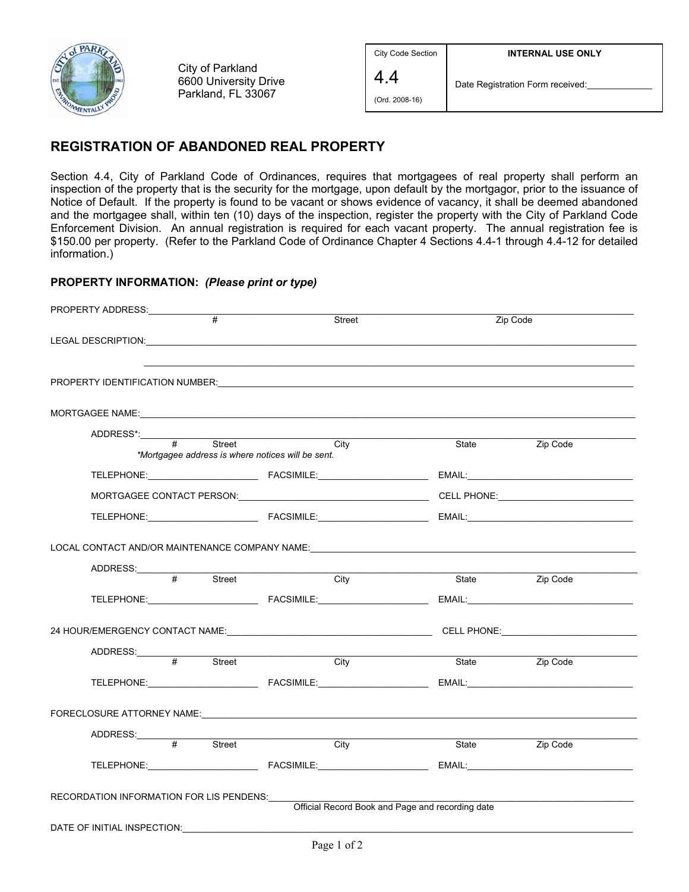City of Parkland
6600 University Drive
Parkland, FL 33067

| City Code Section | INTERNAL USE ONLY |
|---|---|
| 4.4 (Ord. 2008-16) | Date Registration Form received:\_\_\_\_\_\_\_\_\_\_\_\_ |

## REGISTRATION OF ABANDONED REAL PROPERTY

Section 4.4, City of Parkland Code of Ordinances, requires that mortgagees of real property shall perform an inspection of the property that is the security for the mortgage, upon default by the mortgagor, prior to the issuance of Notice of Default. If the property is found to be vacant or shows evidence of vacancy, it shall be deemed abandoned and the mortgagee shall, within ten (10) days of the inspection, register the property with the City of Parkland Code Enforcement Division. An annual registration is required for each vacant property. The annual registration fee is $150.00 per property. (Refer to the Parkland Code of Ordinance Chapter 4 Sections 4.4-1 through 4.4-12 for detailed information.)

### PROPERTY INFORMATION: *(Please print or type)*

PROPERTY ADDRESS:\_\_\_\_\_\_\_\_\_\_\_\_\_\_\_\_\_\_\_\_\_\_\_\_\_\_\_\_\_\_\_\_\_\_\_\_\_\_\_\_
# Street Zip Code

LEGAL DESCRIPTION:\_\_\_\_\_\_\_\_\_\_\_\_\_\_\_\_\_\_\_\_\_\_\_\_\_\_\_\_\_\_\_\_\_\_\_\_\_\_\_\_

\_\_\_\_\_\_\_\_\_\_\_\_\_\_\_\_\_\_\_\_\_\_\_\_\_\_\_\_\_\_\_\_\_\_\_\_\_\_\_\_

PROPERTY IDENTIFICATION NUMBER:\_\_\_\_\_\_\_\_\_\_\_\_\_\_\_\_\_\_\_\_\_\_\_\_\_\_\_\_\_\_\_\_\_\_\_\_\_\_\_\_

MORTGAGEE NAME:\_\_\_\_\_\_\_\_\_\_\_\_\_\_\_\_\_\_\_\_\_\_\_\_\_\_\_\_\_\_\_\_\_\_\_\_\_\_\_\_

ADDRESS*:\_\_\_\_\_\_\_\_\_\_\_\_\_\_\_\_\_\_\_\_\_\_\_\_\_\_\_\_\_\_\_\_\_\_\_\_\_\_\_\_
# Street City State Zip Code
*\*Mortgagee address is where notices will be sent.*

TELEPHONE:\_\_\_\_\_\_\_\_\_\_\_\_ FACSIMILE:\_\_\_\_\_\_\_\_\_\_\_\_ EMAIL:\_\_\_\_\_\_\_\_\_\_\_\_

MORTGAGEE CONTACT PERSON:\_\_\_\_\_\_\_\_\_\_\_\_\_\_\_\_\_\_\_\_\_\_ CELL PHONE:\_\_\_\_\_\_\_\_\_\_\_\_

TELEPHONE:\_\_\_\_\_\_\_\_\_\_\_\_ FACSIMILE:\_\_\_\_\_\_\_\_\_\_\_\_ EMAIL:\_\_\_\_\_\_\_\_\_\_\_\_

LOCAL CONTACT AND/OR MAINTENANCE COMPANY NAME:\_\_\_\_\_\_\_\_\_\_\_\_\_\_\_\_\_\_\_\_\_\_\_\_\_\_\_\_

ADDRESS:\_\_\_\_\_\_\_\_\_\_\_\_\_\_\_\_\_\_\_\_\_\_\_\_\_\_\_\_\_\_\_\_\_\_\_\_\_\_\_\_
# Street City State Zip Code

TELEPHONE:\_\_\_\_\_\_\_\_\_\_\_\_ FACSIMILE:\_\_\_\_\_\_\_\_\_\_\_\_ EMAIL:\_\_\_\_\_\_\_\_\_\_\_\_

24 HOUR/EMERGENCY CONTACT NAME:\_\_\_\_\_\_\_\_\_\_\_\_\_\_\_\_\_\_\_\_\_\_ CELL PHONE:\_\_\_\_\_\_\_\_\_\_\_\_

ADDRESS:\_\_\_\_\_\_\_\_\_\_\_\_\_\_\_\_\_\_\_\_\_\_\_\_\_\_\_\_\_\_\_\_\_\_\_\_\_\_\_\_
# Street City State Zip Code

TELEPHONE:\_\_\_\_\_\_\_\_\_\_\_\_ FACSIMILE:\_\_\_\_\_\_\_\_\_\_\_\_ EMAIL:\_\_\_\_\_\_\_\_\_\_\_\_

FORECLOSURE ATTORNEY NAME:\_\_\_\_\_\_\_\_\_\_\_\_\_\_\_\_\_\_\_\_\_\_\_\_\_\_\_\_\_\_\_\_\_\_\_\_\_\_\_\_

ADDRESS:\_\_\_\_\_\_\_\_\_\_\_\_\_\_\_\_\_\_\_\_\_\_\_\_\_\_\_\_\_\_\_\_\_\_\_\_\_\_\_\_
# Street City State Zip Code

TELEPHONE:\_\_\_\_\_\_\_\_\_\_\_\_ FACSIMILE:\_\_\_\_\_\_\_\_\_\_\_\_ EMAIL:\_\_\_\_\_\_\_\_\_\_\_\_

RECORDATION INFORMATION FOR LIS PENDENS:\_\_\_\_\_\_\_\_\_\_\_\_\_\_\_\_\_\_\_\_\_\_\_\_\_\_\_\_\_\_\_\_\_\_\_\_\_\_\_\_
Official Record Book and Page and recording date

DATE OF INITIAL INSPECTION:\_\_\_\_\_\_\_\_\_\_\_\_\_\_\_\_\_\_\_\_\_\_\_\_\_\_\_\_\_\_\_\_\_\_\_\_\_\_\_\_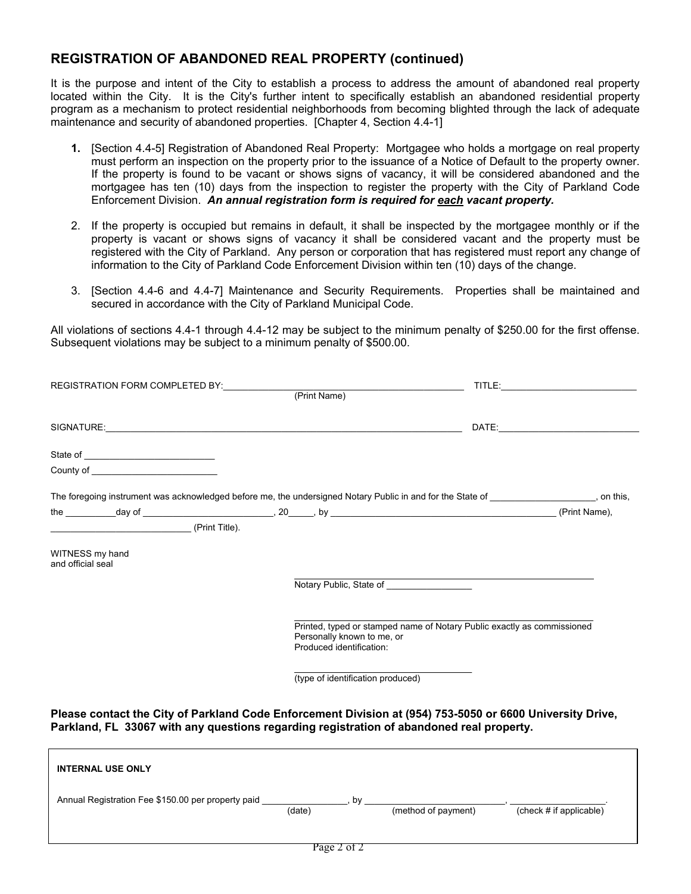## REGISTRATION OF ABANDONED REAL PROPERTY (continued)

It is the purpose and intent of the City to establish a process to address the amount of abandoned real property located within the City. It is the City's further intent to specifically establish an abandoned residential property program as a mechanism to protect residential neighborhoods from becoming blighted through the lack of adequate maintenance and security of abandoned properties. [Chapter 4, Section 4.4-1]

1. [Section 4.4-5] Registration of Abandoned Real Property: Mortgagee who holds a mortgage on real property must perform an inspection on the property prior to the issuance of a Notice of Default to the property owner. If the property is found to be vacant or shows signs of vacancy, it will be considered abandoned and the mortgagee has ten (10) days from the inspection to register the property with the City of Parkland Code Enforcement Division. ***An annual registration form is required for each vacant property.***

2. If the property is occupied but remains in default, it shall be inspected by the mortgagee monthly or if the property is vacant or shows signs of vacancy it shall be considered vacant and the property must be registered with the City of Parkland. Any person or corporation that has registered must report any change of information to the City of Parkland Code Enforcement Division within ten (10) days of the change.

3. [Section 4.4-6 and 4.4-7] Maintenance and Security Requirements. Properties shall be maintained and secured in accordance with the City of Parkland Municipal Code.

All violations of sections 4.4-1 through 4.4-12 may be subject to the minimum penalty of $250.00 for the first offense. Subsequent violations may be subject to a minimum penalty of $500.00.

REGISTRATION FORM COMPLETED BY: ______________________________ (Print Name) TITLE: ____________________

SIGNATURE: ______________________________________________ DATE: ____________________

State of ____________________

County of ____________________

The foregoing instrument was acknowledged before me, the undersigned Notary Public in and for the State of ____________________, on this, the ________ day of ____________________, 20_____, by ______________________________ (Print Name), ____________________ (Print Title).

WITNESS my hand
and official seal

______________________________
Notary Public, State of ______________

______________________________
Printed, typed or stamped name of Notary Public exactly as commissioned
Personally known to me, or
Produced identification:

______________________________
(type of identification produced)

**Please contact the City of Parkland Code Enforcement Division at (954) 753-5050 or 6600 University Drive, Parkland, FL 33067 with any questions regarding registration of abandoned real property.**

**INTERNAL USE ONLY**

Annual Registration Fee $150.00 per property paid ______________ (date), by ____________________ (method of payment), ______________ (check # if applicable).